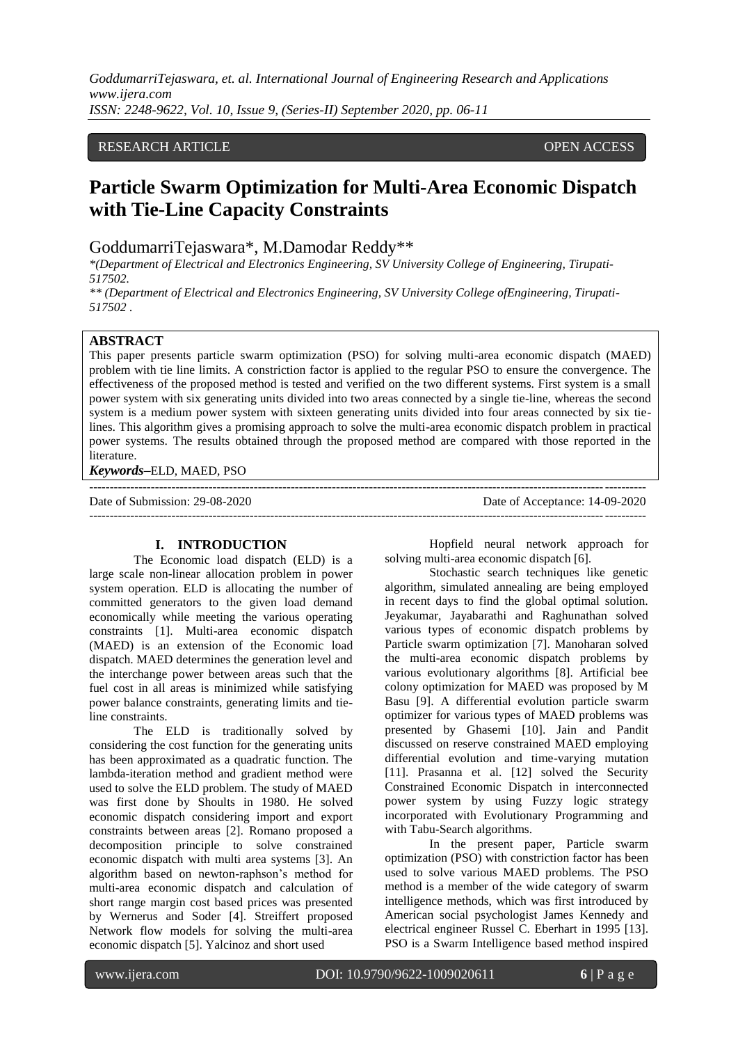RESEARCH ARTICLE OPEN ACCESS

# Particle Swarm Optimization for Multi-Area Economic Dispatch with Tie-Line Capacity Constraints

GoddumarriTejaswara*, M.Damodar Reddy**

*\*(Department of Electrical and Electronics Engineering, SV University College of Engineering, Tirupati-517502.*

*\*\* (Department of Electrical and Electronics Engineering, SV University College ofEngineering, Tirupati-517502 .*

## ABSTRACT

This paper presents particle swarm optimization (PSO) for solving multi-area economic dispatch (MAED) problem with tie line limits. A constriction factor is applied to the regular PSO to ensure the convergence. The effectiveness of the proposed method is tested and verified on the two different systems. First system is a small power system with six generating units divided into two areas connected by a single tie-line, whereas the second system is a medium power system with sixteen generating units divided into four areas connected by six tie-lines. This algorithm gives a promising approach to solve the multi-area economic dispatch problem in practical power systems. The results obtained through the proposed method are compared with those reported in the literature.

***Keywords*–**ELD, MAED, PSO

Date of Submission: 29-08-2020 Date of Acceptance: 14-09-2020

## I. INTRODUCTION

The Economic load dispatch (ELD) is a large scale non-linear allocation problem in power system operation. ELD is allocating the number of committed generators to the given load demand economically while meeting the various operating constraints [1]. Multi-area economic dispatch (MAED) is an extension of the Economic load dispatch. MAED determines the generation level and the interchange power between areas such that the fuel cost in all areas is minimized while satisfying power balance constraints, generating limits and tie-line constraints.

The ELD is traditionally solved by considering the cost function for the generating units has been approximated as a quadratic function. The lambda-iteration method and gradient method were used to solve the ELD problem. The study of MAED was first done by Shoults in 1980. He solved economic dispatch considering import and export constraints between areas [2]. Romano proposed a decomposition principle to solve constrained economic dispatch with multi area systems [3]. An algorithm based on newton-raphson's method for multi-area economic dispatch and calculation of short range margin cost based prices was presented by Wernerus and Soder [4]. Streiffert proposed Network flow models for solving the multi-area economic dispatch [5]. Yalcinoz and short used Hopfield neural network approach for solving multi-area economic dispatch [6].

Stochastic search techniques like genetic algorithm, simulated annealing are being employed in recent days to find the global optimal solution. Jeyakumar, Jayabarathi and Raghunathan solved various types of economic dispatch problems by Particle swarm optimization [7]. Manoharan solved the multi-area economic dispatch problems by various evolutionary algorithms [8]. Artificial bee colony optimization for MAED was proposed by M Basu [9]. A differential evolution particle swarm optimizer for various types of MAED problems was presented by Ghasemi [10]. Jain and Pandit discussed on reserve constrained MAED employing differential evolution and time-varying mutation [11]. Prasanna et al. [12] solved the Security Constrained Economic Dispatch in interconnected power system by using Fuzzy logic strategy incorporated with Evolutionary Programming and with Tabu-Search algorithms.

In the present paper, Particle swarm optimization (PSO) with constriction factor has been used to solve various MAED problems. The PSO method is a member of the wide category of swarm intelligence methods, which was first introduced by American social psychologist James Kennedy and electrical engineer Russel C. Eberhart in 1995 [13]. PSO is a Swarm Intelligence based method inspired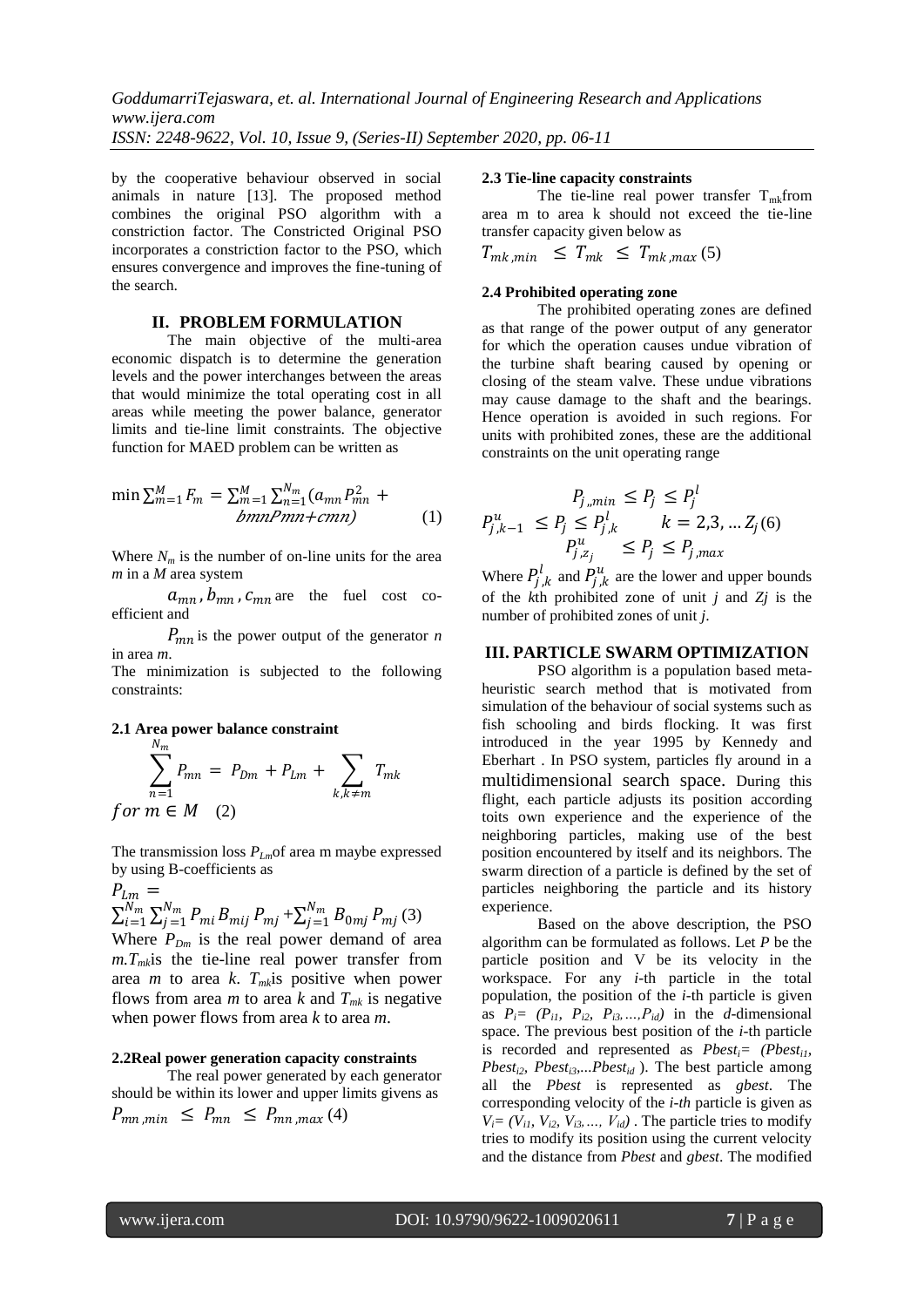by the cooperative behaviour observed in social animals in nature [13]. The proposed method combines the original PSO algorithm with a constriction factor. The Constricted Original PSO incorporates a constriction factor to the PSO, which ensures convergence and improves the fine-tuning of the search.

## II. PROBLEM FORMULATION

The main objective of the multi-area economic dispatch is to determine the generation levels and the power interchanges between the areas that would minimize the total operating cost in all areas while meeting the power balance, generator limits and tie-line limit constraints. The objective function for MAED problem can be written as

$$\min \sum_{m=1}^{M} F_m = \sum_{m=1}^{M} \sum_{n=1}^{N_m} (a_{mn} P_{mn}^2 + bmnPmn + cmn) \quad (1)$$

Where $N_m$ is the number of on-line units for the area $m$ in a $M$ area system

$a_{mn}, b_{mn}, c_{mn}$ are the fuel cost co-efficient and

$P_{mn}$ is the power output of the generator $n$ in area $m$.

The minimization is subjected to the following constraints:

### 2.1 Area power balance constraint

$$\sum_{n=1}^{N_m} P_{mn} = P_{Dm} + P_{Lm} + \sum_{k, k \neq m} T_{mk}$$

$$for\ m \in M \quad (2)$$

The transmission loss $P_{Lm}$of area m maybe expressed by using B-coefficients as

$$P_{Lm} = \sum_{i=1}^{N_m} \sum_{j=1}^{N_m} P_{mi} B_{mij} P_{mj} + \sum_{j=1}^{N_m} B_{0mj} P_{mj} \quad (3)$$

Where $P_{Dm}$ is the real power demand of area $m$.$T_{mk}$is the tie-line real power transfer from area $m$ to area $k$. $T_{mk}$is positive when power flows from area $m$ to area $k$ and $T_{mk}$ is negative when power flows from area $k$ to area $m$.

### 2.2Real power generation capacity constraints

The real power generated by each generator should be within its lower and upper limits givens as

$$P_{mn,min} \leq P_{mn} \leq P_{mn,max} \quad (4)$$

### 2.3 Tie-line capacity constraints

The tie-line real power transfer $T_{mk}$from area m to area k should not exceed the tie-line transfer capacity given below as

$$T_{mk,min} \leq T_{mk} \leq T_{mk,max} \quad (5)$$

### 2.4 Prohibited operating zone

The prohibited operating zones are defined as that range of the power output of any generator for which the operation causes undue vibration of the turbine shaft bearing caused by opening or closing of the steam valve. These undue vibrations may cause damage to the shaft and the bearings. Hence operation is avoided in such regions. For units with prohibited zones, these are the additional constraints on the unit operating range

$$P_{j,,min} \leq P_j \leq P_j^l$$

$$P_{j,k-1}^u \leq P_j \leq P_{j,k}^l \qquad k = 2,3, \dots Z_j \quad (6)$$

$$P_{j,z_j}^u \leq P_j \leq P_{j,max}$$

Where $P_{j,k}^l$ and $P_{j,k}^u$ are the lower and upper bounds of the $k$th prohibited zone of unit $j$ and $Zj$ is the number of prohibited zones of unit $j$.

## III. PARTICLE SWARM OPTIMIZATION

PSO algorithm is a population based meta-heuristic search method that is motivated from simulation of the behaviour of social systems such as fish schooling and birds flocking. It was first introduced in the year 1995 by Kennedy and Eberhart . In PSO system, particles fly around in a multidimensional search space. During this flight, each particle adjusts its position according toits own experience and the experience of the neighboring particles, making use of the best position encountered by itself and its neighbors. The swarm direction of a particle is defined by the set of particles neighboring the particle and its history experience.

Based on the above description, the PSO algorithm can be formulated as follows. Let $P$ be the particle position and V be its velocity in the workspace. For any $i$-th particle in the total population, the position of the $i$-th particle is given as $P_i = (P_{i1}, P_{i2}, P_{i3}, \dots, P_{id})$ in the $d$-dimensional space. The previous best position of the $i$-th particle is recorded and represented as $Pbest_i = (Pbest_{i1}, Pbest_{i2}, Pbest_{i3}, \dots Pbest_{id})$. The best particle among all the $Pbest$ is represented as $gbest$. The corresponding velocity of the $i$-$th$ particle is given as $V_i = (V_{i1}, V_{i2}, V_{i3}, \dots, V_{id})$ . The particle tries to modify tries to modify its position using the current velocity and the distance from $Pbest$ and $gbest$. The modified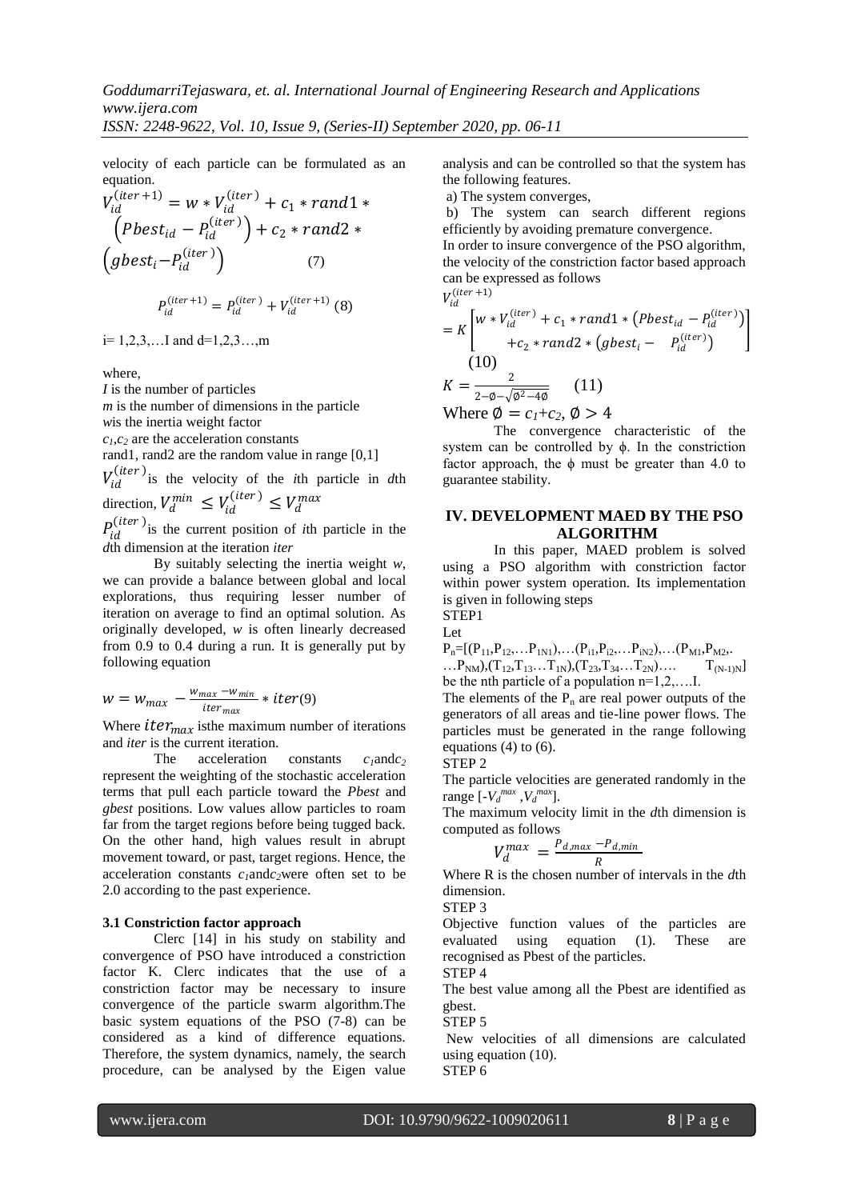velocity of each particle can be formulated as an equation.

$$V_{id}^{(iter+1)} = w * V_{id}^{(iter)} + c_1 * rand1 * \left(Pbest_{id} - P_{id}^{(iter)}\right) + c_2 * rand2 * \left(gbest_i - P_{id}^{(iter)}\right) \quad (7)$$

$$P_{id}^{(iter+1)} = P_{id}^{(iter)} + V_{id}^{(iter+1)} \quad (8)$$

i= 1,2,3,…I and d=1,2,3…,m

where,

*I* is the number of particles

*m* is the number of dimensions in the particle

*w* is the inertia weight factor

$c_1$,$c_2$ are the acceleration constants

rand1, rand2 are the random value in range [0,1]

$V_{id}^{(iter)}$ is the velocity of the *i*th particle in *d*th direction, $V_d^{min} \leq V_{id}^{(iter)} \leq V_d^{max}$

$P_{id}^{(iter)}$ is the current position of *i*th particle in the *d*th dimension at the iteration *iter*

By suitably selecting the inertia weight *w*, we can provide a balance between global and local explorations, thus requiring lesser number of iteration on average to find an optimal solution. As originally developed, *w* is often linearly decreased from 0.9 to 0.4 during a run. It is generally put by following equation

$$w = w_{max} - \frac{w_{max} - w_{min}}{iter_{max}} * iter \quad (9)$$

Where $iter_{max}$ is the maximum number of iterations and *iter* is the current iteration.

The acceleration constants $c_1$ and $c_2$ represent the weighting of the stochastic acceleration terms that pull each particle toward the *Pbest* and *gbest* positions. Low values allow particles to roam far from the target regions before being tugged back. On the other hand, high values result in abrupt movement toward, or past, target regions. Hence, the acceleration constants $c_1$ and $c_2$ were often set to be 2.0 according to the past experience.

### 3.1 Constriction factor approach

Clerc [14] in his study on stability and convergence of PSO have introduced a constriction factor K. Clerc indicates that the use of a constriction factor may be necessary to insure convergence of the particle swarm algorithm. The basic system equations of the PSO (7-8) can be considered as a kind of difference equations. Therefore, the system dynamics, namely, the search procedure, can be analysed by the Eigen value analysis and can be controlled so that the system has the following features.

a) The system converges,

b) The system can search different regions efficiently by avoiding premature convergence.

In order to insure convergence of the PSO algorithm, the velocity of the constriction factor based approach can be expressed as follows

$$V_{id}^{(iter+1)} = K\left[\begin{array}{c} w * V_{id}^{(iter)} + c_1 * rand1 * \left(Pbest_{id} - P_{id}^{(iter)}\right) \\ + c_2 * rand2 * \left(gbest_i - P_{id}^{(iter)}\right) \end{array}\right] \quad (10)$$

$$K = \frac{2}{2 - \phi - \sqrt{\phi^2 - 4\phi}} \quad (11)$$

Where $\phi = c_1 + c_2$, $\phi > 4$

The convergence characteristic of the system can be controlled by $\phi$. In the constriction factor approach, the $\phi$ must be greater than 4.0 to guarantee stability.

## IV. DEVELOPMENT MAED BY THE PSO ALGORITHM

In this paper, MAED problem is solved using a PSO algorithm with constriction factor within power system operation. Its implementation is given in following steps

STEP1

Let

$P_n$=[($P_{11}$,$P_{12}$,…$P_{1N1}$),…($P_{i1}$,$P_{i2}$,…$P_{iN2}$),…($P_{M1}$,$P_{M2}$,…$P_{NM}$),($T_{12}$,$T_{13}$…$T_{1N}$),($T_{23}$,$T_{34}$…$T_{2N}$)…. $T_{(N-1)N}$]

be the nth particle of a population n=1,2,….I.

The elements of the $P_n$ are real power outputs of the generators of all areas and tie-line power flows. The particles must be generated in the range following equations (4) to (6).

STEP 2

The particle velocities are generated randomly in the range [$-V_d^{max}$,$V_d^{max}$].

The maximum velocity limit in the *d*th dimension is computed as follows

$$V_d^{max} = \frac{P_{d,max} - P_{d,min}}{R}$$

Where R is the chosen number of intervals in the *d*th dimension.

STEP 3

Objective function values of the particles are evaluated using equation (1). These are recognised as Pbest of the particles.

STEP 4

The best value among all the Pbest are identified as gbest.

STEP 5

New velocities of all dimensions are calculated using equation (10).

STEP 6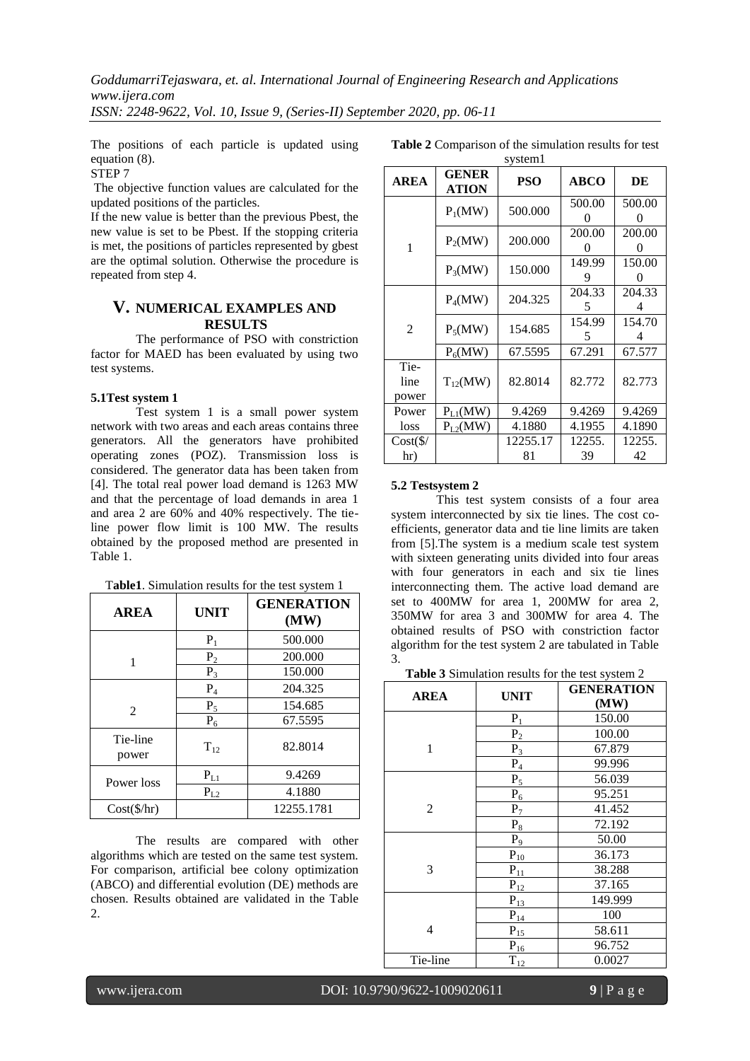The positions of each particle is updated using equation (8).

STEP 7

The objective function values are calculated for the updated positions of the particles.

If the new value is better than the previous Pbest, the new value is set to be Pbest. If the stopping criteria is met, the positions of particles represented by gbest are the optimal solution. Otherwise the procedure is repeated from step 4.

## V. NUMERICAL EXAMPLES AND RESULTS

The performance of PSO with constriction factor for MAED has been evaluated by using two test systems.

### 5.1 Test system 1

Test system 1 is a small power system network with two areas and each areas contains three generators. All the generators have prohibited operating zones (POZ). Transmission loss is considered. The generator data has been taken from [4]. The total real power load demand is 1263 MW and that the percentage of load demands in area 1 and area 2 are 60% and 40% respectively. The tie-line power flow limit is 100 MW. The results obtained by the proposed method are presented in Table 1.

**Table1**. Simulation results for the test system 1

| AREA | UNIT | GENERATION (MW) |
|---|---|---|
| 1 | $P_1$ | 500.000 |
| | $P_2$ | 200.000 |
| | $P_3$ | 150.000 |
| 2 | $P_4$ | 204.325 |
| | $P_5$ | 154.685 |
| | $P_6$ | 67.5595 |
| Tie-line power | $T_{12}$ | 82.8014 |
| Power loss | $P_{L1}$ | 9.4269 |
| | $P_{L2}$ | 4.1880 |
| Cost($/hr) | | 12255.1781 |

The results are compared with other algorithms which are tested on the same test system. For comparison, artificial bee colony optimization (ABCO) and differential evolution (DE) methods are chosen. Results obtained are validated in the Table 2.

**Table 2** Comparison of the simulation results for test system1

| AREA | GENERATION | PSO | ABCO | DE |
|---|---|---|---|---|
| 1 | $P_1$(MW) | 500.000 | 500.000 | 500.000 |
| | $P_2$(MW) | 200.000 | 200.000 | 200.000 |
| | $P_3$(MW) | 150.000 | 149.999 | 150.000 |
| 2 | $P_4$(MW) | 204.325 | 204.335 | 204.334 |
| | $P_5$(MW) | 154.685 | 154.995 | 154.704 |
| | $P_6$(MW) | 67.5595 | 67.291 | 67.577 |
| Tie-line power | $T_{12}$(MW) | 82.8014 | 82.772 | 82.773 |
| Power loss | $P_{L1}$(MW) | 9.4269 | 9.4269 | 9.4269 |
| | $P_{L2}$(MW) | 4.1880 | 4.1955 | 4.1890 |
| Cost($/hr) | | 12255.1781 | 12255.39 | 12255.42 |

### 5.2 Testsystem 2

This test system consists of a four area system interconnected by six tie lines. The cost co-efficients, generator data and tie line limits are taken from [5].The system is a medium scale test system with sixteen generating units divided into four areas with four generators in each and six tie lines interconnecting them. The active load demand are set to 400MW for area 1, 200MW for area 2, 350MW for area 3 and 300MW for area 4. The obtained results of PSO with constriction factor algorithm for the test system 2 are tabulated in Table 3.

**Table 3** Simulation results for the test system 2

| AREA | UNIT | GENERATION (MW) |
|---|---|---|
| 1 | $P_1$ | 150.00 |
| | $P_2$ | 100.00 |
| | $P_3$ | 67.879 |
| | $P_4$ | 99.996 |
| 2 | $P_5$ | 56.039 |
| | $P_6$ | 95.251 |
| | $P_7$ | 41.452 |
| | $P_8$ | 72.192 |
| 3 | $P_9$ | 50.00 |
| | $P_{10}$ | 36.173 |
| | $P_{11}$ | 38.288 |
| | $P_{12}$ | 37.165 |
| 4 | $P_{13}$ | 149.999 |
| | $P_{14}$ | 100 |
| | $P_{15}$ | 58.611 |
| | $P_{16}$ | 96.752 |
| Tie-line | $T_{12}$ | 0.0027 |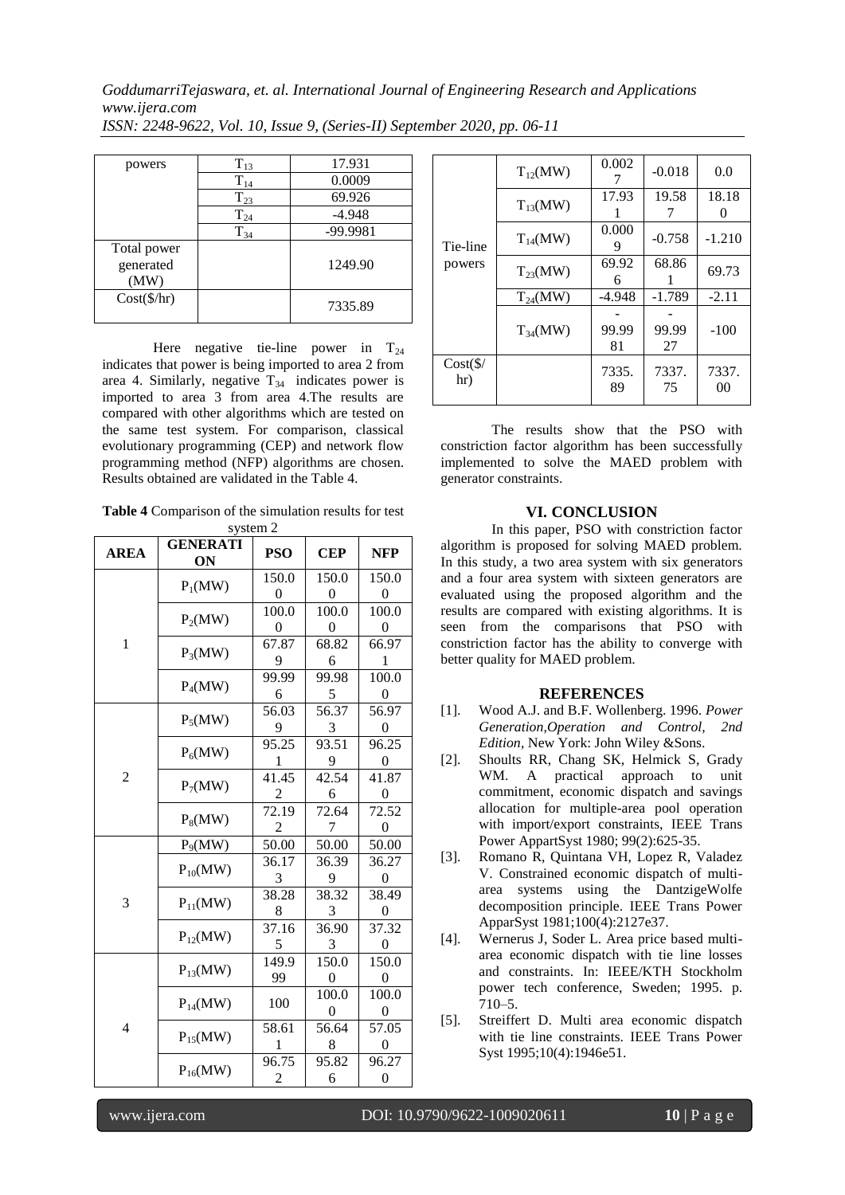| | | |
|---|---|---|
| powers | $T_{13}$ | 17.931 |
| | $T_{14}$ | 0.0009 |
| | $T_{23}$ | 69.926 |
| | $T_{24}$ | -4.948 |
| | $T_{34}$ | -99.9981 |
| Total power generated (MW) | | 1249.90 |
| Cost($/hr) | | 7335.89 |

Here negative tie-line power in $T_{24}$ indicates that power is being imported to area 2 from area 4. Similarly, negative $T_{34}$ indicates power is imported to area 3 from area 4.The results are compared with other algorithms which are tested on the same test system. For comparison, classical evolutionary programming (CEP) and network flow programming method (NFP) algorithms are chosen. Results obtained are validated in the Table 4.

**Table 4** Comparison of the simulation results for test system 2

| AREA | GENERATION | PSO | CEP | NFP |
|---|---|---|---|---|
| 1 | $P_1$(MW) | 150.00 | 150.00 | 150.00 |
| | $P_2$(MW) | 100.00 | 100.00 | 100.00 |
| | $P_3$(MW) | 67.879 | 68.826 | 66.971 |
| | $P_4$(MW) | 99.996 | 99.985 | 100.00 |
| 2 | $P_5$(MW) | 56.039 | 56.373 | 56.970 |
| | $P_6$(MW) | 95.251 | 93.519 | 96.250 |
| | $P_7$(MW) | 41.452 | 42.546 | 41.870 |
| | $P_8$(MW) | 72.192 | 72.647 | 72.520 |
| 3 | $P_9$(MW) | 50.00 | 50.00 | 50.00 |
| | $P_{10}$(MW) | 36.173 | 36.399 | 36.270 |
| | $P_{11}$(MW) | 38.288 | 38.323 | 38.490 |
| | $P_{12}$(MW) | 37.165 | 36.903 | 37.320 |
| 4 | $P_{13}$(MW) | 149.999 | 150.00 | 150.00 |
| | $P_{14}$(MW) | 100 | 100.00 | 100.00 |
| | $P_{15}$(MW) | 58.611 | 56.648 | 57.050 |
| | $P_{16}$(MW) | 96.752 | 95.826 | 96.270 |
| Tie-line powers | $T_{12}$(MW) | 0.0027 | -0.018 | 0.0 |
| | $T_{13}$(MW) | 17.931 | 19.587 | 18.180 |
| | $T_{14}$(MW) | 0.0009 | -0.758 | -1.210 |
| | $T_{23}$(MW) | 69.926 | 68.861 | 69.73 |
| | $T_{24}$(MW) | -4.948 | -1.789 | -2.11 |
| | $T_{34}$(MW) | -99.9981 | -99.9927 | -100 |
| Cost($/hr) | | 7335.89 | 7337.75 | 7337.00 |

The results show that the PSO with constriction factor algorithm has been successfully implemented to solve the MAED problem with generator constraints.

## VI. CONCLUSION

In this paper, PSO with constriction factor algorithm is proposed for solving MAED problem. In this study, a two area system with six generators and a four area system with sixteen generators are evaluated using the proposed algorithm and the results are compared with existing algorithms. It is seen from the comparisons that PSO with constriction factor has the ability to converge with better quality for MAED problem.

## REFERENCES

[1]. Wood A.J. and B.F. Wollenberg. 1996. *Power Generation,Operation and Control, 2nd Edition*, New York: John Wiley &Sons.

[2]. Shoults RR, Chang SK, Helmick S, Grady WM. A practical approach to unit commitment, economic dispatch and savings allocation for multiple-area pool operation with import/export constraints, IEEE Trans Power AppartSyst 1980; 99(2):625-35.

[3]. Romano R, Quintana VH, Lopez R, Valadez V. Constrained economic dispatch of multi-area systems using the DantzigeWolfe decomposition principle. IEEE Trans Power ApparSyst 1981;100(4):2127e37.

[4]. Wernerus J, Soder L. Area price based multi-area economic dispatch with tie line losses and constraints. In: IEEE/KTH Stockholm power tech conference, Sweden; 1995. p. 710–5.

[5]. Streiffert D. Multi area economic dispatch with tie line constraints. IEEE Trans Power Syst 1995;10(4):1946e51.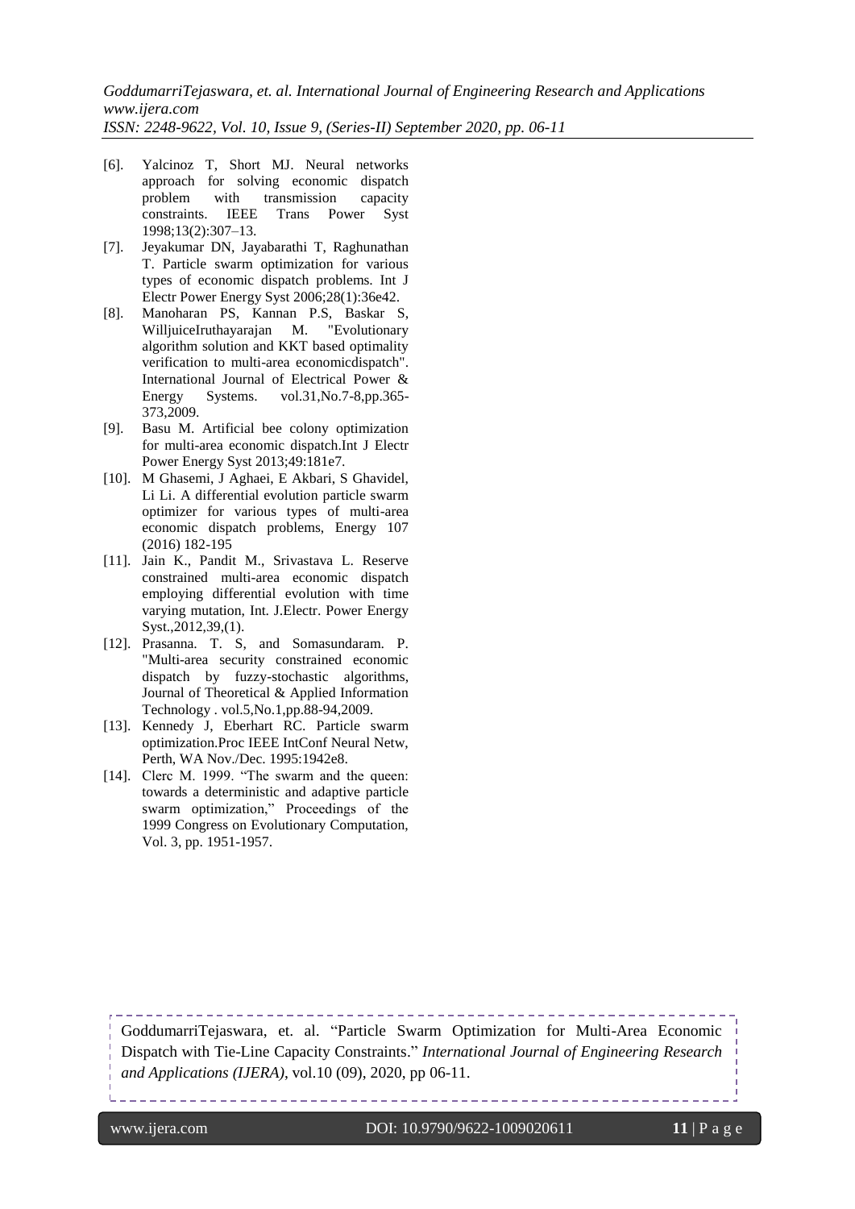[6]. Yalcinoz T, Short MJ. Neural networks approach for solving economic dispatch problem with transmission capacity constraints. IEEE Trans Power Syst 1998;13(2):307–13.

[7]. Jeyakumar DN, Jayabarathi T, Raghunathan T. Particle swarm optimization for various types of economic dispatch problems. Int J Electr Power Energy Syst 2006;28(1):36e42.

[8]. Manoharan PS, Kannan P.S, Baskar S, WilljuiceIruthayarajan M. "Evolutionary algorithm solution and KKT based optimality verification to multi-area economicdispatch". International Journal of Electrical Power & Energy Systems. vol.31,No.7-8,pp.365-373,2009.

[9]. Basu M. Artificial bee colony optimization for multi-area economic dispatch.Int J Electr Power Energy Syst 2013;49:181e7.

[10]. M Ghasemi, J Aghaei, E Akbari, S Ghavidel, Li Li. A differential evolution particle swarm optimizer for various types of multi-area economic dispatch problems, Energy 107 (2016) 182-195

[11]. Jain K., Pandit M., Srivastava L. Reserve constrained multi-area economic dispatch employing differential evolution with time varying mutation, Int. J.Electr. Power Energy Syst.,2012,39,(1).

[12]. Prasanna. T. S, and Somasundaram. P. "Multi-area security constrained economic dispatch by fuzzy-stochastic algorithms, Journal of Theoretical & Applied Information Technology . vol.5,No.1,pp.88-94,2009.

[13]. Kennedy J, Eberhart RC. Particle swarm optimization.Proc IEEE IntConf Neural Netw, Perth, WA Nov./Dec. 1995:1942e8.

[14]. Clerc M. 1999. "The swarm and the queen: towards a deterministic and adaptive particle swarm optimization," Proceedings of the 1999 Congress on Evolutionary Computation, Vol. 3, pp. 1951-1957.

GoddumarriTejaswara, et. al. "Particle Swarm Optimization for Multi-Area Economic Dispatch with Tie-Line Capacity Constraints." *International Journal of Engineering Research and Applications (IJERA)*, vol.10 (09), 2020, pp 06-11.